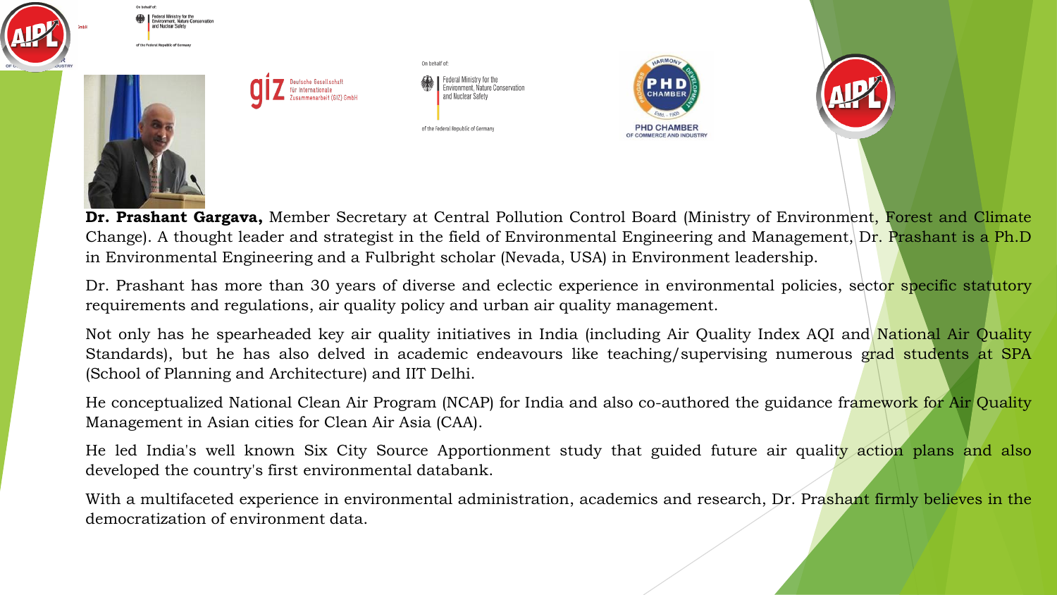**Dr. Prashant Gargava,** Member Secretary at Central Pollution Control Board (Ministry of Environment, Forest and Climate Change). A thought leader and strategist in the field of Environmental Engineering and Management, Dr. Prashant is a Ph.D in Environmental Engineering and a Fulbright scholar (Nevada, USA) in Environment leadership.

Dr. Prashant has more than 30 years of diverse and eclectic experience in environmental policies, sector specific statutory requirements and regulations, air quality policy and urban air quality management.

Not only has he spearheaded key air quality initiatives in India (including Air Quality Index AQI and National Air Quality Standards), but he has also delved in academic endeavours like teaching/supervising numerous grad students at SPA (School of Planning and Architecture) and IIT Delhi.

He conceptualized National Clean Air Program (NCAP) for India and also co-authored the guidance framework for Air Quality Management in Asian cities for Clean Air Asia (CAA).

He led India's well known Six City Source Apportionment study that guided future air quality action plans and also developed the country's first environmental databank.

With a multifaceted experience in environmental administration, academics and research, Dr. Prashant firmly believes in the democratization of environment data.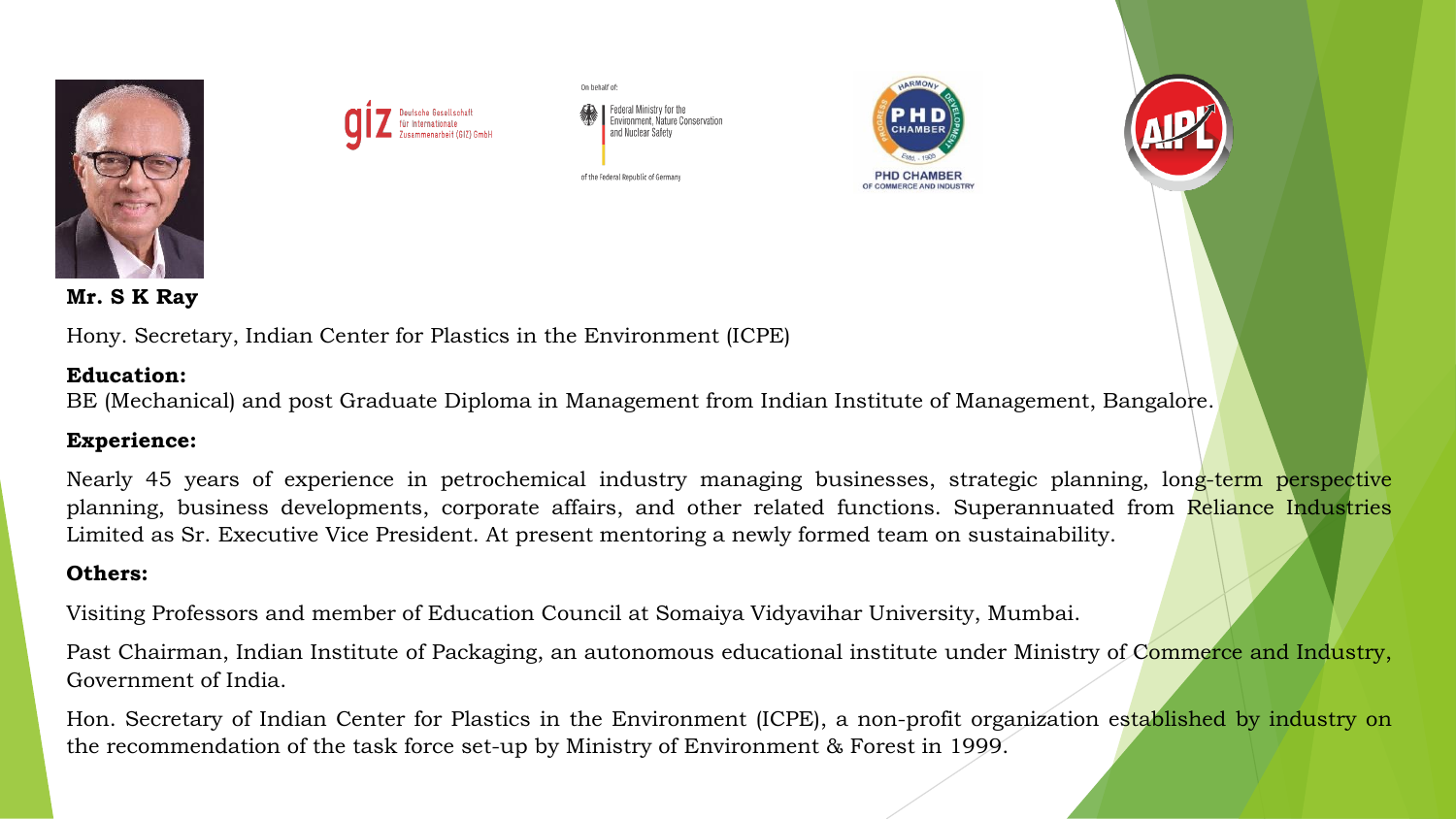**Mr. S K Ray**

Hony. Secretary, Indian Center for Plastics in the Environment (ICPE)

**Education:**

BE (Mechanical) and post Graduate Diploma in Management from Indian Institute of Management, Bangalore.

**Experience:**

Nearly 45 years of experience in petrochemical industry managing businesses, strategic planning, long-term perspective planning, business developments, corporate affairs, and other related functions. Superannuated from Reliance Industries Limited as Sr. Executive Vice President. At present mentoring a newly formed team on sustainability.

**Others:**

Visiting Professors and member of Education Council at Somaiya Vidyavihar University, Mumbai.

Past Chairman, Indian Institute of Packaging, an autonomous educational institute under Ministry of Commerce and Industry, Government of India.

Hon. Secretary of Indian Center for Plastics in the Environment (ICPE), a non-profit organization established by industry on the recommendation of the task force set-up by Ministry of Environment & Forest in 1999.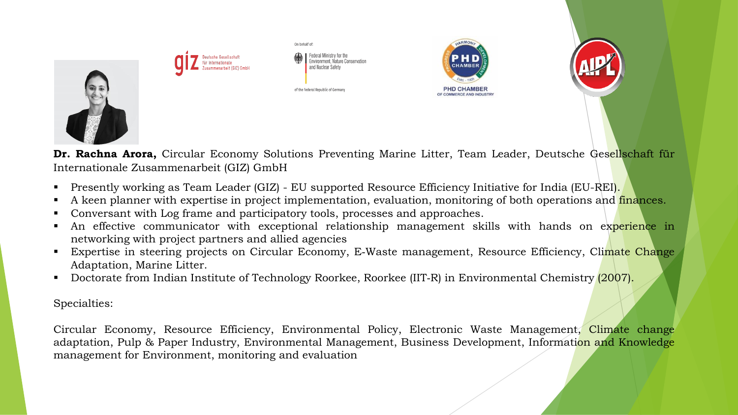**Dr. Rachna Arora,** Circular Economy Solutions Preventing Marine Litter, Team Leader, Deutsche Gesellschaft für Internationale Zusammenarbeit (GIZ) GmbH

- Presently working as Team Leader (GIZ) - EU supported Resource Efficiency Initiative for India (EU-REI).
- A keen planner with expertise in project implementation, evaluation, monitoring of both operations and finances.
- Conversant with Log frame and participatory tools, processes and approaches.
- An effective communicator with exceptional relationship management skills with hands on experience in networking with project partners and allied agencies
- Expertise in steering projects on Circular Economy, E-Waste management, Resource Efficiency, Climate Change Adaptation, Marine Litter.
- Doctorate from Indian Institute of Technology Roorkee, Roorkee (IIT-R) in Environmental Chemistry (2007).

Specialties:

Circular Economy, Resource Efficiency, Environmental Policy, Electronic Waste Management, Climate change adaptation, Pulp & Paper Industry, Environmental Management, Business Development, Information and Knowledge management for Environment, monitoring and evaluation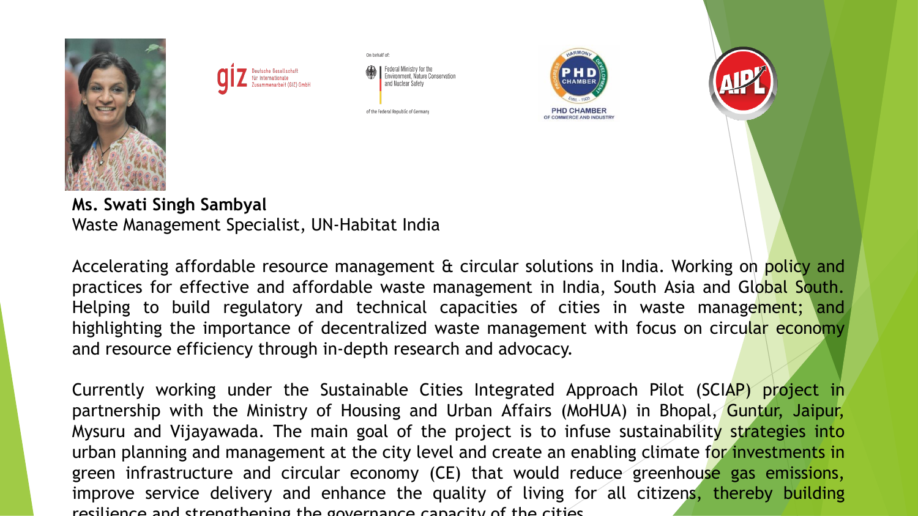**Ms. Swati Singh Sambyal**
Waste Management Specialist, UN-Habitat India

Accelerating affordable resource management & circular solutions in India. Working on policy and practices for effective and affordable waste management in India, South Asia and Global South. Helping to build regulatory and technical capacities of cities in waste management; and highlighting the importance of decentralized waste management with focus on circular economy and resource efficiency through in-depth research and advocacy.

Currently working under the Sustainable Cities Integrated Approach Pilot (SCIAP) project in partnership with the Ministry of Housing and Urban Affairs (MoHUA) in Bhopal, Guntur, Jaipur, Mysuru and Vijayawada. The main goal of the project is to infuse sustainability strategies into urban planning and management at the city level and create an enabling climate for investments in green infrastructure and circular economy (CE) that would reduce greenhouse gas emissions, improve service delivery and enhance the quality of living for all citizens, thereby building resilience and strengthening the governance capacity of the cities.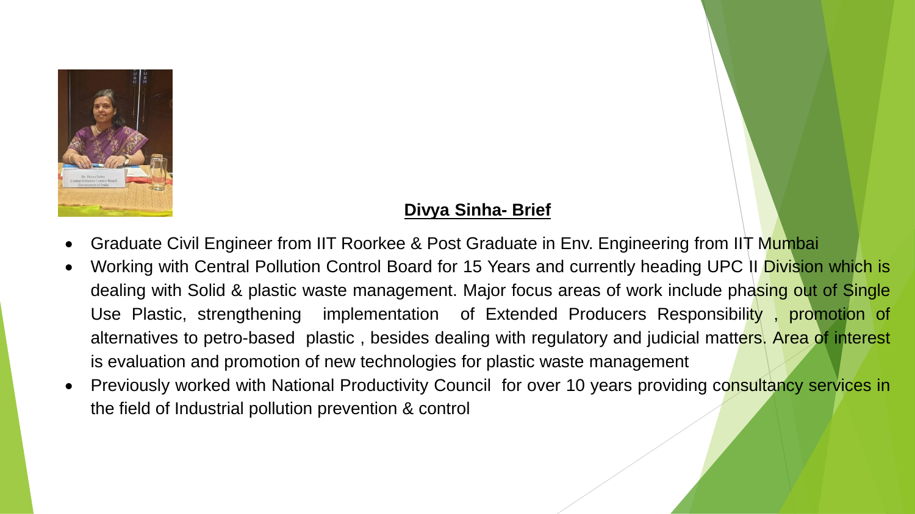**Divya Sinha- Brief**

- Graduate Civil Engineer from IIT Roorkee & Post Graduate in Env. Engineering from IIT Mumbai
- Working with Central Pollution Control Board for 15 Years and currently heading UPC II Division which is dealing with Solid & plastic waste management. Major focus areas of work include phasing out of Single Use Plastic, strengthening implementation of Extended Producers Responsibility , promotion of alternatives to petro-based plastic , besides dealing with regulatory and judicial matters. Area of interest is evaluation and promotion of new technologies for plastic waste management
- Previously worked with National Productivity Council for over 10 years providing consultancy services in the field of Industrial pollution prevention & control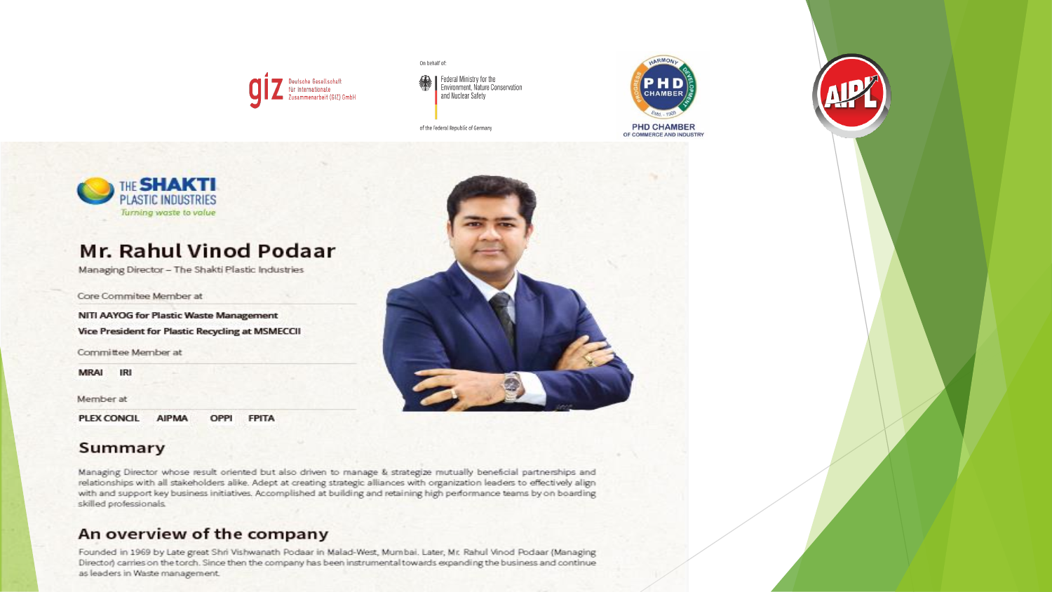Deutsche Gesellschaft für Internationale Zusammenarbeit (GIZ) GmbH

On behalf of:
Federal Ministry for the Environment, Nature Conservation and Nuclear Safety
of the Federal Republic of Germany

PHD CHAMBER OF COMMERCE AND INDUSTRY

THE SHAKTI PLASTIC INDUSTRIES
*Turning waste to value*

# Mr. Rahul Vinod Podaar

Managing Director – The Shakti Plastic Industries

Core Commitee Member at

**NITI AAYOG for Plastic Waste Management**

**Vice President for Plastic Recycling at MSMECCII**

Committee Member at

**MRAI IRI**

Member at

**PLEX CONCIL AIPMA OPPI FPITA**

## Summary

Managing Director whose result oriented but also driven to manage & strategize mutually beneficial partnerships and relationships with all stakeholders alike. Adept at creating strategic alliances with organization leaders to effectively align with and support key business initiatives. Accomplished at building and retaining high performance teams by on boarding skilled professionals.

## An overview of the company

Founded in 1969 by Late great Shri Vishwanath Podaar in Malad-West, Mumbai. Later, Mr. Rahul Vinod Podaar (Managing Director) carries on the torch. Since then the company has been instrumental towards expanding the business and continue as leaders in Waste management.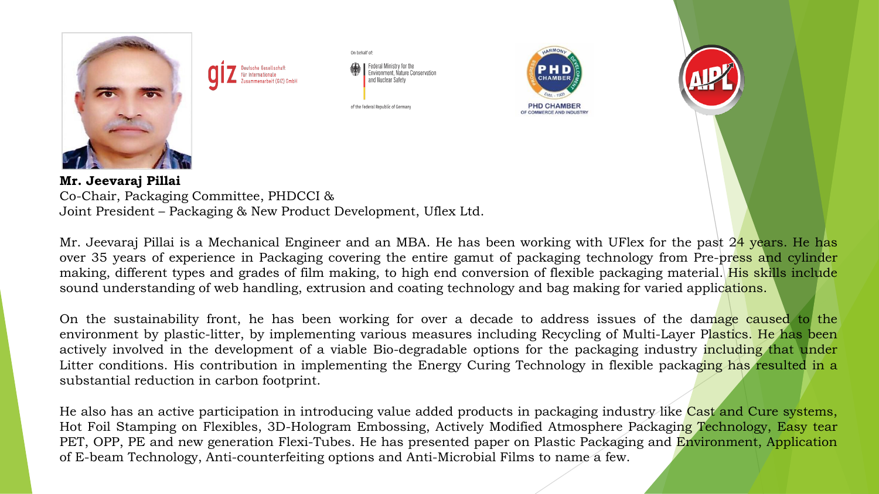**Mr. Jeevaraj Pillai**
Co-Chair, Packaging Committee, PHDCCI &
Joint President – Packaging & New Product Development, Uflex Ltd.

Mr. Jeevaraj Pillai is a Mechanical Engineer and an MBA. He has been working with UFlex for the past 24 years. He has over 35 years of experience in Packaging covering the entire gamut of packaging technology from Pre-press and cylinder making, different types and grades of film making, to high end conversion of flexible packaging material. His skills include sound understanding of web handling, extrusion and coating technology and bag making for varied applications.

On the sustainability front, he has been working for over a decade to address issues of the damage caused to the environment by plastic-litter, by implementing various measures including Recycling of Multi-Layer Plastics. He has been actively involved in the development of a viable Bio-degradable options for the packaging industry including that under Litter conditions. His contribution in implementing the Energy Curing Technology in flexible packaging has resulted in a substantial reduction in carbon footprint.

He also has an active participation in introducing value added products in packaging industry like Cast and Cure systems, Hot Foil Stamping on Flexibles, 3D-Hologram Embossing, Actively Modified Atmosphere Packaging Technology, Easy tear PET, OPP, PE and new generation Flexi-Tubes. He has presented paper on Plastic Packaging and Environment, Application of E-beam Technology, Anti-counterfeiting options and Anti-Microbial Films to name a few.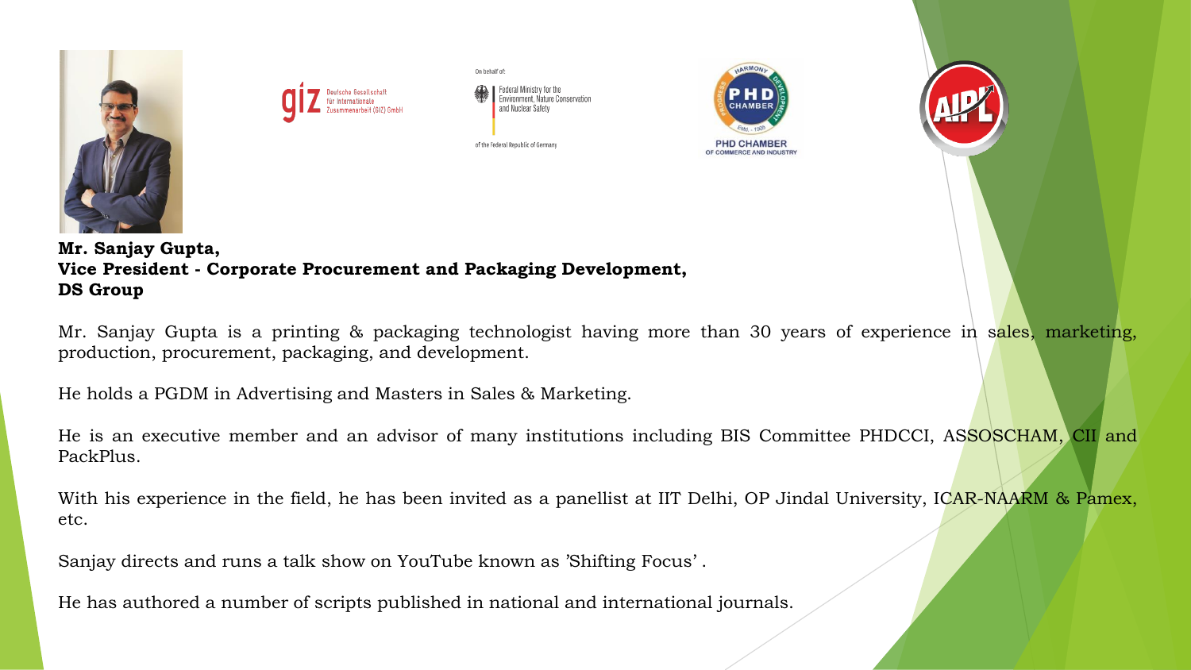**Mr. Sanjay Gupta,**
**Vice President - Corporate Procurement and Packaging Development,**
**DS Group**

Mr. Sanjay Gupta is a printing & packaging technologist having more than 30 years of experience in sales, marketing, production, procurement, packaging, and development.

He holds a PGDM in Advertising and Masters in Sales & Marketing.

He is an executive member and an advisor of many institutions including BIS Committee PHDCCI, ASSOSCHAM, CII and PackPlus.

With his experience in the field, he has been invited as a panellist at IIT Delhi, OP Jindal University, ICAR-NAARM & Pamex, etc.

Sanjay directs and runs a talk show on YouTube known as 'Shifting Focus' .

He has authored a number of scripts published in national and international journals.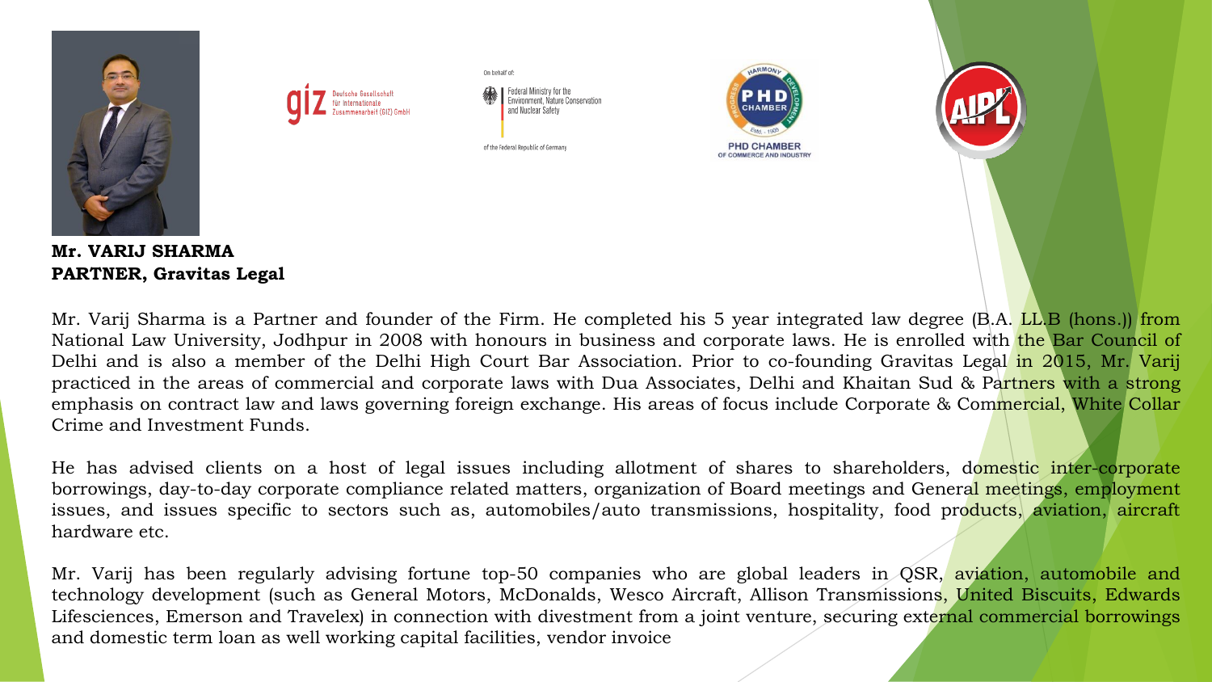**Mr. VARIJ SHARMA**
**PARTNER, Gravitas Legal**

Mr. Varij Sharma is a Partner and founder of the Firm. He completed his 5 year integrated law degree (B.A. LL.B (hons.)) from National Law University, Jodhpur in 2008 with honours in business and corporate laws. He is enrolled with the Bar Council of Delhi and is also a member of the Delhi High Court Bar Association. Prior to co-founding Gravitas Legal in 2015, Mr. Varij practiced in the areas of commercial and corporate laws with Dua Associates, Delhi and Khaitan Sud & Partners with a strong emphasis on contract law and laws governing foreign exchange. His areas of focus include Corporate & Commercial, White Collar Crime and Investment Funds.

He has advised clients on a host of legal issues including allotment of shares to shareholders, domestic inter-corporate borrowings, day-to-day corporate compliance related matters, organization of Board meetings and General meetings, employment issues, and issues specific to sectors such as, automobiles/auto transmissions, hospitality, food products, aviation, aircraft hardware etc.

Mr. Varij has been regularly advising fortune top-50 companies who are global leaders in QSR, aviation, automobile and technology development (such as General Motors, McDonalds, Wesco Aircraft, Allison Transmissions, United Biscuits, Edwards Lifesciences, Emerson and Travelex) in connection with divestment from a joint venture, securing external commercial borrowings and domestic term loan as well working capital facilities, vendor invoice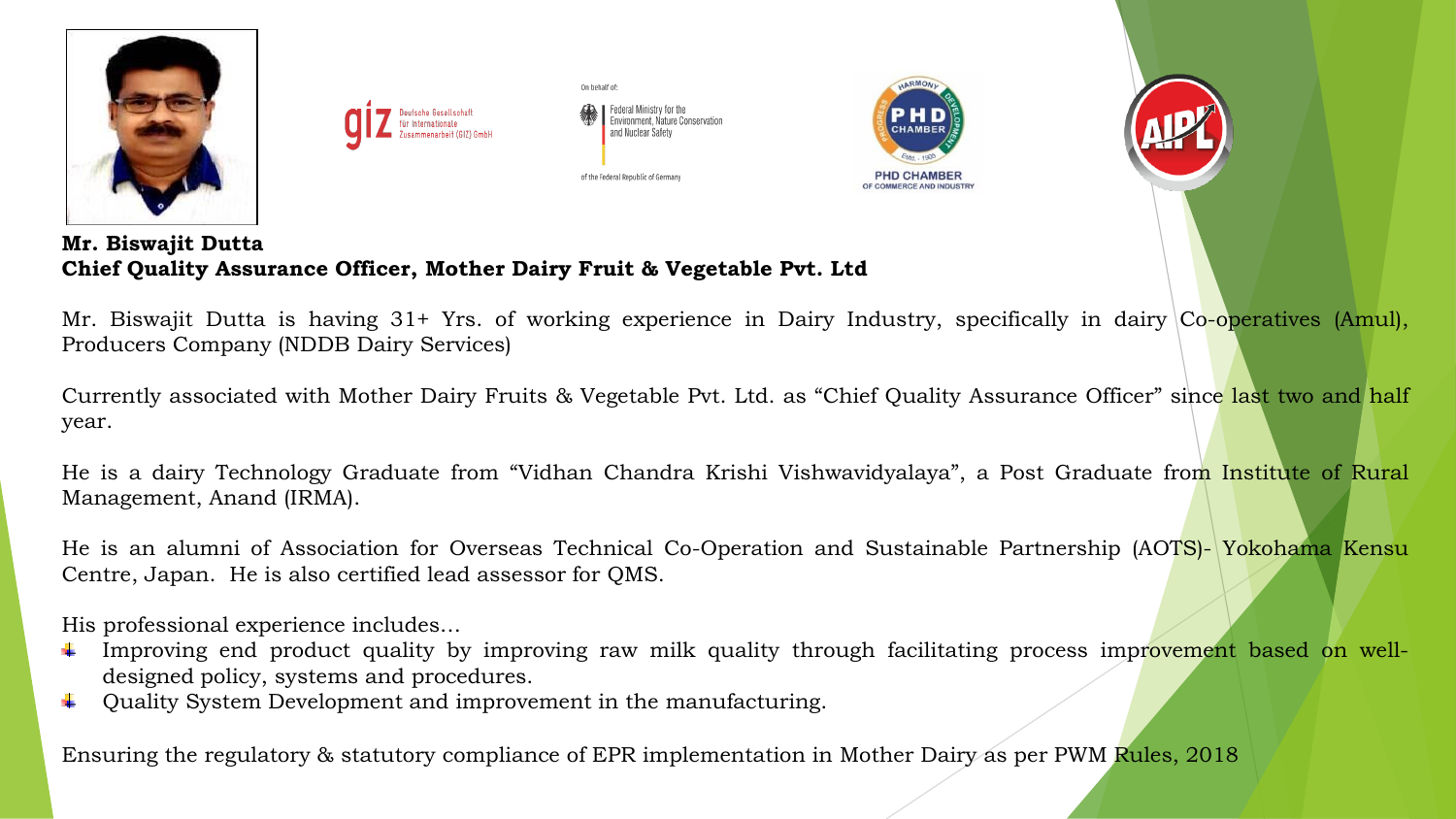**Mr. Biswajit Dutta**
**Chief Quality Assurance Officer, Mother Dairy Fruit & Vegetable Pvt. Ltd**

Mr. Biswajit Dutta is having 31+ Yrs. of working experience in Dairy Industry, specifically in dairy Co-operatives (Amul), Producers Company (NDDB Dairy Services)

Currently associated with Mother Dairy Fruits & Vegetable Pvt. Ltd. as "Chief Quality Assurance Officer" since last two and half year.

He is a dairy Technology Graduate from "Vidhan Chandra Krishi Vishwavidyalaya", a Post Graduate from Institute of Rural Management, Anand (IRMA).

He is an alumni of Association for Overseas Technical Co-Operation and Sustainable Partnership (AOTS)- Yokohama Kensu Centre, Japan. He is also certified lead assessor for QMS.

His professional experience includes…

- Improving end product quality by improving raw milk quality through facilitating process improvement based on well-designed policy, systems and procedures.
- Quality System Development and improvement in the manufacturing.

Ensuring the regulatory & statutory compliance of EPR implementation in Mother Dairy as per PWM Rules, 2018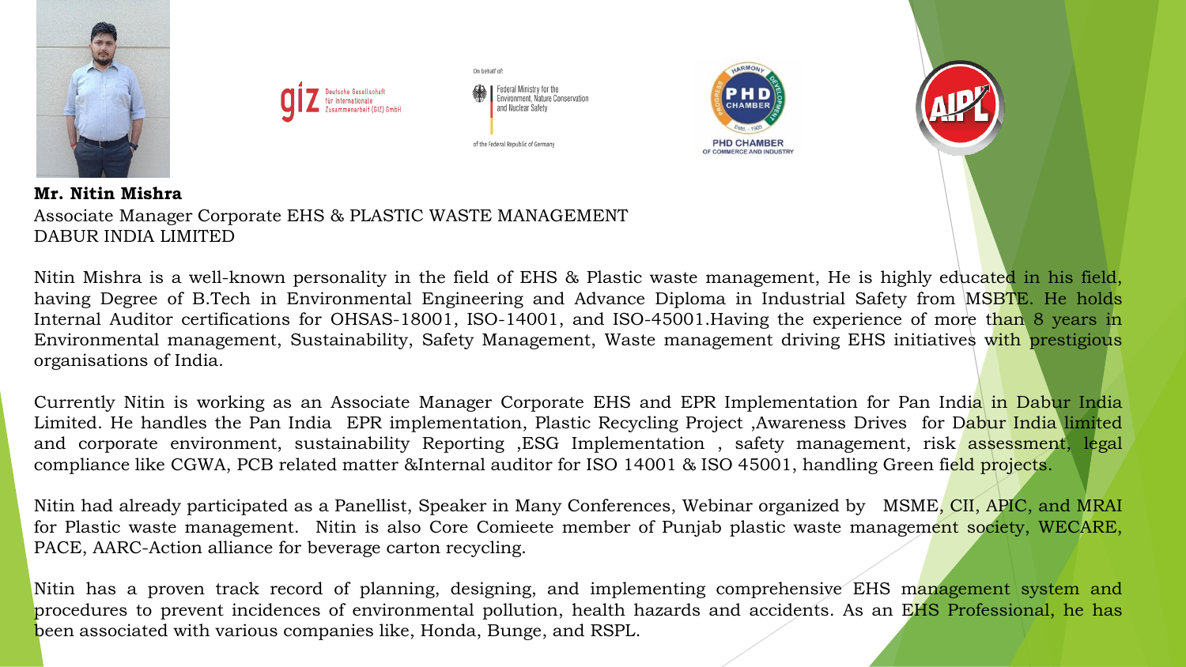**Mr. Nitin Mishra**
Associate Manager Corporate EHS & PLASTIC WASTE MANAGEMENT
DABUR INDIA LIMITED

Nitin Mishra is a well-known personality in the field of EHS & Plastic waste management, He is highly educated in his field, having Degree of B.Tech in Environmental Engineering and Advance Diploma in Industrial Safety from MSBTE. He holds Internal Auditor certifications for OHSAS-18001, ISO-14001, and ISO-45001.Having the experience of more than 8 years in Environmental management, Sustainability, Safety Management, Waste management driving EHS initiatives with prestigious organisations of India.

Currently Nitin is working as an Associate Manager Corporate EHS and EPR Implementation for Pan India in Dabur India Limited. He handles the Pan India EPR implementation, Plastic Recycling Project ,Awareness Drives for Dabur India limited and corporate environment, sustainability Reporting ,ESG Implementation , safety management, risk assessment, legal compliance like CGWA, PCB related matter &Internal auditor for ISO 14001 & ISO 45001, handling Green field projects.

Nitin had already participated as a Panellist, Speaker in Many Conferences, Webinar organized by MSME, CII, APIC, and MRAI for Plastic waste management. Nitin is also Core Comieete member of Punjab plastic waste management society, WECARE, PACE, AARC-Action alliance for beverage carton recycling.

Nitin has a proven track record of planning, designing, and implementing comprehensive EHS management system and procedures to prevent incidences of environmental pollution, health hazards and accidents. As an EHS Professional, he has been associated with various companies like, Honda, Bunge, and RSPL.